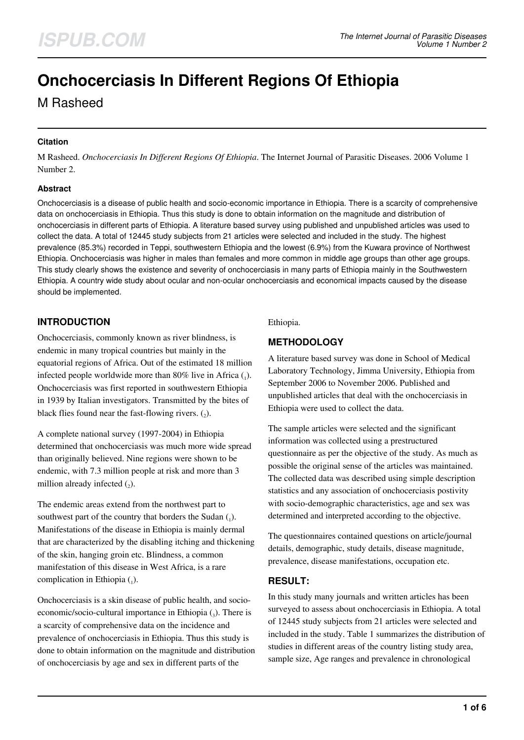# Onchocerciasis In Different Regions Of Ethiopia

M Rasheed

### Citation

M Rasheed. *Onchocerciasis In Different Regions Of Ethiopia*. The Internet Journal of Parasitic Diseases. 2006 Volume 1 Number 2.

### Abstract

Onchocerciasis is a disease of public health and socio-economic importance in Ethiopia. There is a scarcity of comprehensive data on onchocerciasis in Ethiopia. Thus this study is done to obtain information on the magnitude and distribution of onchocerciasis in different parts of Ethiopia. A literature based survey using published and unpublished articles was used to collect the data. A total of 12445 study subjects from 21 articles were selected and included in the study. The highest prevalence (85.3%) recorded in Teppi, southwestern Ethiopia and the lowest (6.9%) from the Kuwara province of Northwest Ethiopia. Onchocerciasis was higher in males than females and more common in middle age groups than other age groups. This study clearly shows the existence and severity of onchocerciasis in many parts of Ethiopia mainly in the Southwestern Ethiopia. A country wide study about ocular and non-ocular onchocerciasis and economical impacts caused by the disease should be implemented.

## INTRODUCTION

Onchocerciasis, commonly known as river blindness, is endemic in many tropical countries but mainly in the equatorial regions of Africa. Out of the estimated 18 million infected people worldwide more than 80% live in Africa (1). Onchocerciasis was first reported in southwestern Ethiopia in 1939 by Italian investigators. Transmitted by the bites of black flies found near the fast-flowing rivers. (2).

A complete national survey (1997-2004) in Ethiopia determined that onchocerciasis was much more wide spread than originally believed. Nine regions were shown to be endemic, with 7.3 million people at risk and more than 3 million already infected (2).

The endemic areas extend from the northwest part to southwest part of the country that borders the Sudan (1). Manifestations of the disease in Ethiopia is mainly dermal that are characterized by the disabling itching and thickening of the skin, hanging groin etc. Blindness, a common manifestation of this disease in West Africa, is a rare complication in Ethiopia (1).

Onchocerciasis is a skin disease of public health, and socio-economic/socio-cultural importance in Ethiopia (3). There is a scarcity of comprehensive data on the incidence and prevalence of onchocerciasis in Ethiopia. Thus this study is done to obtain information on the magnitude and distribution of onchocerciasis by age and sex in different parts of the Ethiopia.

## METHODOLOGY

A literature based survey was done in School of Medical Laboratory Technology, Jimma University, Ethiopia from September 2006 to November 2006. Published and unpublished articles that deal with the onchocerciasis in Ethiopia were used to collect the data.

The sample articles were selected and the significant information was collected using a prestructured questionnaire as per the objective of the study. As much as possible the original sense of the articles was maintained. The collected data was described using simple description statistics and any association of onchocerciasis postivity with socio-demographic characteristics, age and sex was determined and interpreted according to the objective.

The questionnaires contained questions on article/journal details, demographic, study details, disease magnitude, prevalence, disease manifestations, occupation etc.

## RESULT:

In this study many journals and written articles has been surveyed to assess about onchocerciasis in Ethiopia. A total of 12445 study subjects from 21 articles were selected and included in the study. Table 1 summarizes the distribution of studies in different areas of the country listing study area, sample size, Age ranges and prevalence in chronological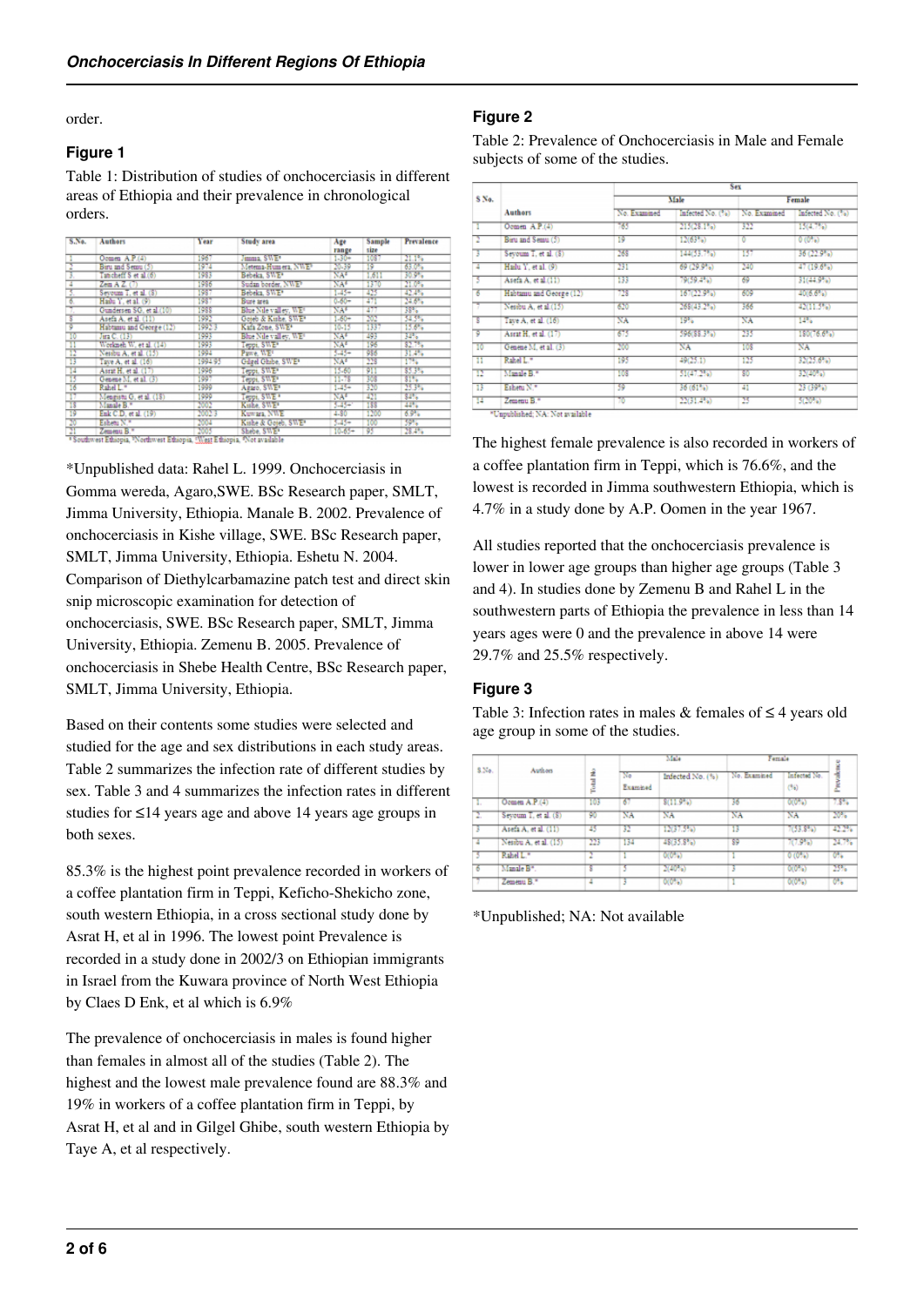order.

## Figure 1

Table 1: Distribution of studies of onchocerciasis in different areas of Ethiopia and their prevalence in chronological orders.

| S.No. | Authors | Year | Study area | Age range | Sample size | Prevalence |
|---|---|---|---|---|---|---|
| 1 | Oomen A.P.(4) | 1967 | Jimma, SWE[a] | 1-30+ | 1087 | 21.1% |
| 2 | Biru and Semu (5) | 1974 | Metema-Humera, NWE[b] | 20-39 | 19 | 63.0% |
| 3 | Tancheff S et al.(6) | 1983 | Bebeka, SWE[a] | NA[d] | 1,611 | 30.9% |
| 4 | Zein A.Z.(7) | 1986 | Sudan border, NWE[b] | NA[d] | 1370 | 21.0% |
| 5 | Seyoum T. et al. (8) | 1987 | Bebeka, SWE[a] | 1-45+ | 425 | 42.4% |
| 6 | Hailu Y. et al. (9) | 1987 | Bure area | 0-60+ | 471 | 24.6% |
| 7 | Oundersen SG. et al.(10) | 1988 | Blue Nile valley, WE[c] | NA[d] | 477 | 38% |
| 8 | Asefa A. et al. (11) | 1992 | Gojeb & Kishe, SWE[a] | 1-60+ | 202 | 54.5% |
| 9 | Habtamu and George (12) | 1992/3 | Kafa Zone, SWE[a] | 10-15 | 1337 | 15.6% |
| 10 | Jira C. (13) | 1993 | Blue Nile valley, WE[c] | NA[d] | 493 | 34% |
| 11 | Workneh W. et al. (14) | 1993 | Teppi, SWE[a] | NA[d] | 196 | 82.7% |
| 12 | Nesibu A. et al. (15) | 1994 | Pawe, WE[c] | 5-45+ | 986 | 31.4% |
| 13 | Taye A. et al. (16) | 1994/95 | Gilgel Ghibe, SWE[a] | NA[d] | 228 | 17% |
| 14 | Asrat H. et al. (17) | 1996 | Teppi, SWE[a] | 15-60 | 911 | 85.3% |
| 15 | Gemene M. et al. (3) | 1997 | Teppi, SWE[a] | 11-78 | 308 | 81% |
| 16 | Rahel L.* | 1999 | Agaro, SWE[a] | 1-45+ | 320 | 25.3% |
| 17 | Mengistu G. et al. (18) | 1999 | Teppi, SWE[a] | NA[d] | 421 | 84% |
| 18 | Manale B.* | 2002 | Kishe, SWE[a] | 5-45+ | 188 | 44% |
| 19 | Enk C.D. et al. (19) | 2002/3 | Kuwara, NWE | 4-80 | 1200 | 6.9% |
| 20 | Eshetu N.* | 2004 | Kishe & Gojeb, SWE[a] | 5-45+ | 100 | 59% |
| 21 | Zemenu B.* | 2005 | Shebe, SWE[a] | 10-65+ | 95 | 28.4% |

[a] Southwest Ethiopia, [b] Northwest Ethiopia, [c] West Ethiopia, [d] Not available

*Unpublished data: Rahel L. 1999. Onchocerciasis in Gomma wereda, Agaro,SWE. BSc Research paper, SMLT, Jimma University, Ethiopia. Manale B. 2002. Prevalence of onchocerciasis in Kishe village, SWE. BSc Research paper, SMLT, Jimma University, Ethiopia. Eshetu N. 2004. Comparison of Diethylcarbamazine patch test and direct skin snip microscopic examination for detection of onchocerciasis, SWE. BSc Research paper, SMLT, Jimma University, Ethiopia. Zemenu B. 2005. Prevalence of onchocerciasis in Shebe Health Centre, BSc Research paper, SMLT, Jimma University, Ethiopia.

Based on their contents some studies were selected and studied for the age and sex distributions in each study areas. Table 2 summarizes the infection rate of different studies by sex. Table 3 and 4 summarizes the infection rates in different studies for ≤14 years age and above 14 years age groups in both sexes.

85.3% is the highest point prevalence recorded in workers of a coffee plantation firm in Teppi, Keficho-Shekicho zone, south western Ethiopia, in a cross sectional study done by Asrat H, et al in 1996. The lowest point Prevalence is recorded in a study done in 2002/3 on Ethiopian immigrants in Israel from the Kuwara province of North West Ethiopia by Claes D Enk, et al which is 6.9%

The prevalence of onchocerciasis in males is found higher than females in almost all of the studies (Table 2). The highest and the lowest male prevalence found are 88.3% and 19% in workers of a coffee plantation firm in Teppi, by Asrat H, et al and in Gilgel Ghibe, south western Ethiopia by Taye A, et al respectively.

## Figure 2

Table 2: Prevalence of Onchocerciasis in Male and Female subjects of some of the studies.

| S No. | Authors | Male | | Female | |
|---|---|---|---|---|---|
| | | No. Examined | Infected No. (%) | No. Examined | Infected No. (%) |
| 1 | Oomen A.P.(4) | 765 | 215(28.1%) | 322 | 15(4.7%) |
| 2 | Biru and Semu (5) | 19 | 12(63%) | 0 | 0 (0%) |
| 3 | Seyoum T. et al. (8) | 268 | 144(53.7%) | 157 | 36 (22.9%) |
| 4 | Hailu Y. et al. (9) | 231 | 69 (29.9%) | 240 | 47 (19.6%) |
| 5 | Asefa A. et al.(11) | 133 | 79(59.4%) | 69 | 31(44.9%) |
| 6 | Habtamu and George (12) | 728 | 167(22.9%) | 609 | 40(6.6%) |
| 7 | Nesibu A. et al.(15) | 620 | 268(43.2%) | 366 | 42(11.5%) |
| 8 | Taye A. et al. (16) | NA | 19% | NA | 14% |
| 9 | Asrat H. et al. (17) | 675 | 596(88.3%) | 235 | 180(76.6%) |
| 10 | Gemene M. et al. (3) | 200 | NA | 108 | NA |
| 11 | Rahel L.* | 195 | 49(25.1) | 125 | 32(25.6%) |
| 12 | Manale B.* | 108 | 51(47.2%) | 80 | 32(40%) |
| 13 | Eshetu N.* | 59 | 36 (61%) | 41 | 23 (39%) |
| 14 | Zemenu B.* | 70 | 22(31.4%) | 25 | 5(20%) |

*Unpublished; NA: Not available

The highest female prevalence is also recorded in workers of a coffee plantation firm in Teppi, which is 76.6%, and the lowest is recorded in Jimma southwestern Ethiopia, which is 4.7% in a study done by A.P. Oomen in the year 1967.

All studies reported that the onchocerciasis prevalence is lower in lower age groups than higher age groups (Table 3 and 4). In studies done by Zemenu B and Rahel L in the southwestern parts of Ethiopia the prevalence in less than 14 years ages were 0 and the prevalence in above 14 were 29.7% and 25.5% respectively.

## Figure 3

Table 3: Infection rates in males & females of ≤ 4 years old age group in some of the studies.

| S.No. | Authors | Total No. | Male | | Female | | Prevalence |
|---|---|---|---|---|---|---|---|
| | | | No. Examined | Infected No. (%) | No. Examined | Infected No. (%) | |
| 1. | Oomen A.P.(4) | 103 | 67 | 8(11.9%) | 36 | 0(0%) | 7.8% |
| 2. | Seyoum T. et al. (8) | 90 | NA | NA | NA | NA | 20% |
| 3 | Asefa A. et al.(11) | 45 | 32 | 12(37.5%) | 13 | 7(53.8%) | 42.2% |
| 4 | Nesibu A. et al.(15) | 223 | 134 | 48(35.8%) | 89 | 7(7.9%) | 24.7% |
| 5 | Rahel L.* | 2 | 1 | 0(0%) | 1 | 0 (0%) | 0% |
| 6 | Manale B* | 8 | 5 | 2(40%) | 3 | 0(0%) | 25% |
| 7 | Zemenu B.* | 4 | 3 | 0(0%) | 1 | 0(0%) | 0% |

*Unpublished; NA: Not available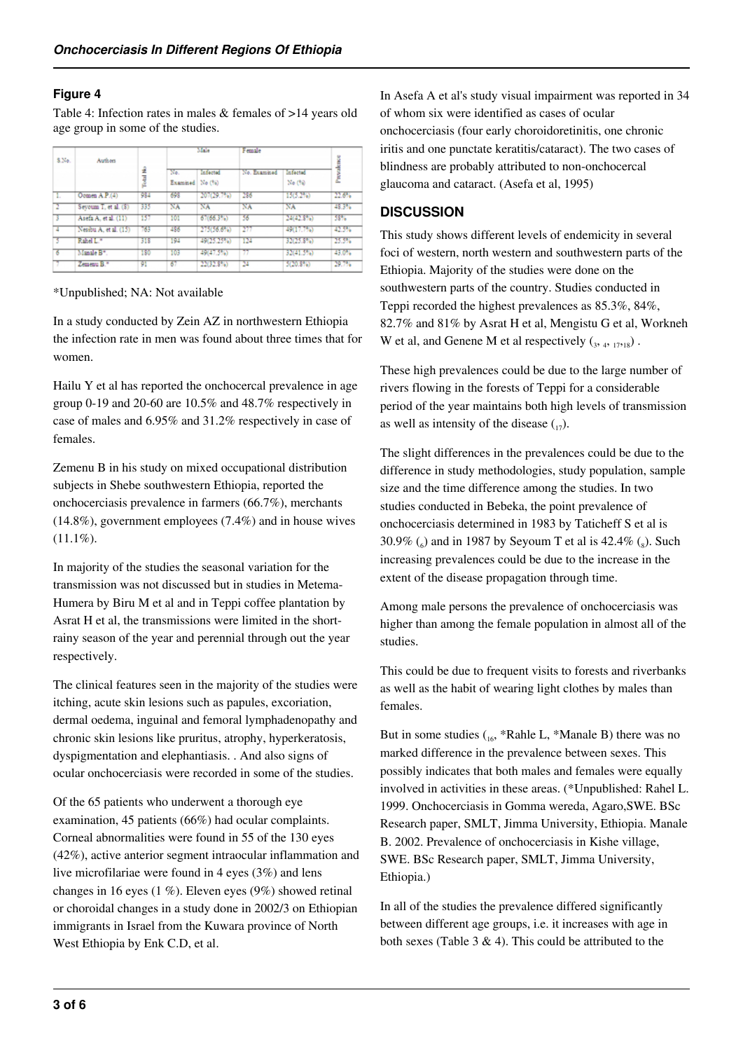### Figure 4

Table 4: Infection rates in males & females of >14 years old age group in some of the studies.

| S.No. | Authors | Total No | Male | | Female | | Prevalence |
|---|---|---|---|---|---|---|---|
| | | | No. Examined | Infected No (%) | No. Examined | Infected No (%) | |
| 1. | Oomen A.P.(4) | 984 | 698 | 207(29.7%) | 286 | 15(5.2%) | 22.6% |
| 2 | Seyoum T, et al. (8) | 335 | NA | NA | NA | NA | 48.3% |
| 3 | Asefa A, et al. (11) | 157 | 101 | 67(66.3%) | 56 | 24(42.8%) | 58% |
| 4 | Nesibu A, et al. (15) | 763 | 486 | 275(56.6%) | 277 | 49(17.7%) | 42.5% |
| 5 | Rahel L.* | 318 | 194 | 49(25.25%) | 124 | 32(25.8%) | 25.5% |
| 6 | Manale B* | 180 | 103 | 49(47.5%) | 77 | 32(41.5%) | 45.0% |
| 7 | Zemenu B.* | 91 | 67 | 22(32.8%) | 24 | 5(20.8%) | 29.7% |

*Unpublished; NA: Not available

In a study conducted by Zein AZ in northwestern Ethiopia the infection rate in men was found about three times that for women.

Hailu Y et al has reported the onchocercal prevalence in age group 0-19 and 20-60 are 10.5% and 48.7% respectively in case of males and 6.95% and 31.2% respectively in case of females.

Zemenu B in his study on mixed occupational distribution subjects in Shebe southwestern Ethiopia, reported the onchocerciasis prevalence in farmers (66.7%), merchants (14.8%), government employees (7.4%) and in house wives (11.1%).

In majority of the studies the seasonal variation for the transmission was not discussed but in studies in Metema-Humera by Biru M et al and in Teppi coffee plantation by Asrat H et al, the transmissions were limited in the short-rainy season of the year and perennial through out the year respectively.

The clinical features seen in the majority of the studies were itching, acute skin lesions such as papules, excoriation, dermal oedema, inguinal and femoral lymphadenopathy and chronic skin lesions like pruritus, atrophy, hyperkeratosis, dyspigmentation and elephantiasis. . And also signs of ocular onchocerciasis were recorded in some of the studies.

Of the 65 patients who underwent a thorough eye examination, 45 patients (66%) had ocular complaints. Corneal abnormalities were found in 55 of the 130 eyes (42%), active anterior segment intraocular inflammation and live microfilariae were found in 4 eyes (3%) and lens changes in 16 eyes (1 %). Eleven eyes (9%) showed retinal or choroidal changes in a study done in 2002/3 on Ethiopian immigrants in Israel from the Kuwara province of North West Ethiopia by Enk C.D, et al.

In Asefa A et al's study visual impairment was reported in 34 of whom six were identified as cases of ocular onchocerciasis (four early choroidoretinitis, one chronic iritis and one punctate keratitis/cataract). The two cases of blindness are probably attributed to non-onchocercal glaucoma and cataract. (Asefa et al, 1995)

## DISCUSSION

This study shows different levels of endemicity in several foci of western, north western and southwestern parts of the Ethiopia. Majority of the studies were done on the southwestern parts of the country. Studies conducted in Teppi recorded the highest prevalences as 85.3%, 84%, 82.7% and 81% by Asrat H et al, Mengistu G et al, Workneh W et al, and Genene M et al respectively (3, 4, 17, 18) .

These high prevalences could be due to the large number of rivers flowing in the forests of Teppi for a considerable period of the year maintains both high levels of transmission as well as intensity of the disease (17).

The slight differences in the prevalences could be due to the difference in study methodologies, study population, sample size and the time difference among the studies. In two studies conducted in Bebeka, the point prevalence of onchocerciasis determined in 1983 by Taticheff S et al is 30.9% (6) and in 1987 by Seyoum T et al is 42.4% (8). Such increasing prevalences could be due to the increase in the extent of the disease propagation through time.

Among male persons the prevalence of onchocerciasis was higher than among the female population in almost all of the studies.

This could be due to frequent visits to forests and riverbanks as well as the habit of wearing light clothes by males than females.

But in some studies (16, *Rahle L, *Manale B) there was no marked difference in the prevalence between sexes. This possibly indicates that both males and females were equally involved in activities in these areas. (*Unpublished: Rahel L. 1999. Onchocerciasis in Gomma wereda, Agaro,SWE. BSc Research paper, SMLT, Jimma University, Ethiopia. Manale B. 2002. Prevalence of onchocerciasis in Kishe village, SWE. BSc Research paper, SMLT, Jimma University, Ethiopia.)

In all of the studies the prevalence differed significantly between different age groups, i.e. it increases with age in both sexes (Table 3 & 4). This could be attributed to the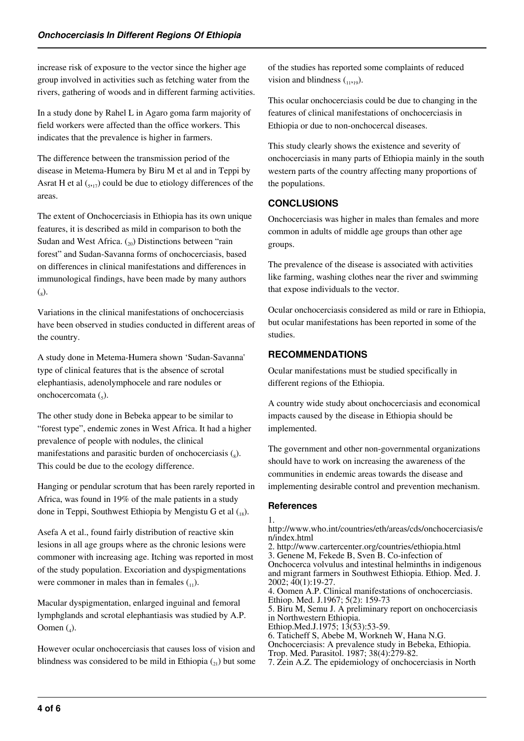increase risk of exposure to the vector since the higher age group involved in activities such as fetching water from the rivers, gathering of woods and in different farming activities.

In a study done by Rahel L in Agaro goma farm majority of field workers were affected than the office workers. This indicates that the prevalence is higher in farmers.

The difference between the transmission period of the disease in Metema-Humera by Biru M et al and in Teppi by Asrat H et al [5,17] could be due to etiology differences of the areas.

The extent of Onchocerciasis in Ethiopia has its own unique features, it is described as mild in comparison to both the Sudan and West Africa. [20] Distinctions between "rain forest" and Sudan-Savanna forms of onchocerciasis, based on differences in clinical manifestations and differences in immunological findings, have been made by many authors [8].

Variations in the clinical manifestations of onchocerciasis have been observed in studies conducted in different areas of the country.

A study done in Metema-Humera shown 'Sudan-Savanna' type of clinical features that is the absence of scrotal elephantiasis, adenolymphocele and rare nodules or onchocercomata [5].

The other study done in Bebeka appear to be similar to "forest type", endemic zones in West Africa. It had a higher prevalence of people with nodules, the clinical manifestations and parasitic burden of onchocerciasis [8]. This could be due to the ecology difference.

Hanging or pendular scrotum that has been rarely reported in Africa, was found in 19% of the male patients in a study done in Teppi, Southwest Ethiopia by Mengistu G et al [18].

Asefa A et al., found fairly distribution of reactive skin lesions in all age groups where as the chronic lesions were commoner with increasing age. Itching was reported in most of the study population. Excoriation and dyspigmentations were commoner in males than in females [11].

Macular dyspigmentation, enlarged inguinal and femoral lymphglands and scrotal elephantiasis was studied by A.P. Oomen [4].

However ocular onchocerciasis that causes loss of vision and blindness was considered to be mild in Ethiopia [21] but some of the studies has reported some complaints of reduced vision and blindness [11,19].

This ocular onchocerciasis could be due to changing in the features of clinical manifestations of onchocerciasis in Ethiopia or due to non-onchocercal diseases.

This study clearly shows the existence and severity of onchocerciasis in many parts of Ethiopia mainly in the south western parts of the country affecting many proportions of the populations.

## CONCLUSIONS

Onchocerciasis was higher in males than females and more common in adults of middle age groups than other age groups.

The prevalence of the disease is associated with activities like farming, washing clothes near the river and swimming that expose individuals to the vector.

Ocular onchocerciasis considered as mild or rare in Ethiopia, but ocular manifestations has been reported in some of the studies.

## RECOMMENDATIONS

Ocular manifestations must be studied specifically in different regions of the Ethiopia.

A country wide study about onchocerciasis and economical impacts caused by the disease in Ethiopia should be implemented.

The government and other non-governmental organizations should have to work on increasing the awareness of the communities in endemic areas towards the disease and implementing desirable control and prevention mechanism.

### References

1. http://www.who.int/countries/eth/areas/cds/onchocerciasis/en/index.html
2. http://www.cartercenter.org/countries/ethiopia.html
3. Genene M, Fekede B, Sven B. Co-infection of Onchocerca volvulus and intestinal helminths in indigenous and migrant farmers in Southwest Ethiopia. Ethiop. Med. J. 2002; 40(1):19-27.
4. Oomen A.P. Clinical manifestations of onchocerciasis. Ethiop. Med. J.1967; 5(2): 159-73
5. Biru M, Semu J. A preliminary report on onchocerciasis in Northwestern Ethiopia. Ethiop.Med.J.1975; 13(53):53-59.
6. Taticheff S, Abebe M, Workneh W, Hana N.G. Onchocerciasis: A prevalence study in Bebeka, Ethiopia. Trop. Med. Parasitol. 1987; 38(4):279-82.
7. Zein A.Z. The epidemiology of onchocerciasis in North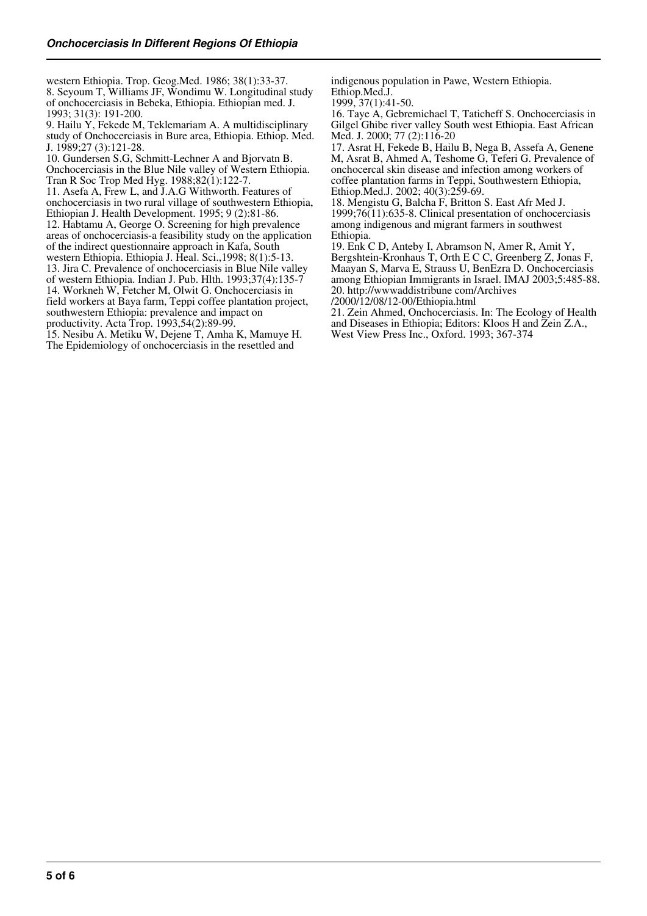western Ethiopia. Trop. Geog.Med. 1986; 38(1):33-37.

8. Seyoum T, Williams JF, Wondimu W. Longitudinal study of onchocerciasis in Bebeka, Ethiopia. Ethiopian med. J. 1993; 31(3): 191-200.

9. Hailu Y, Fekede M, Teklemariam A. A multidisciplinary study of Onchocerciasis in Bure area, Ethiopia. Ethiop. Med. J. 1989;27 (3):121-28.

10. Gundersen S.G, Schmitt-Lechner A and Bjorvatn B. Onchocerciasis in the Blue Nile valley of Western Ethiopia. Tran R Soc Trop Med Hyg. 1988;82(1):122-7.

11. Asefa A, Frew L, and J.A.G Withworth. Features of onchocerciasis in two rural village of southwestern Ethiopia, Ethiopian J. Health Development. 1995; 9 (2):81-86.

12. Habtamu A, George O. Screening for high prevalence areas of onchocerciasis-a feasibility study on the application of the indirect questionnaire approach in Kafa, South western Ethiopia. Ethiopia J. Heal. Sci.,1998; 8(1):5-13.

13. Jira C. Prevalence of onchocerciasis in Blue Nile valley of western Ethiopia. Indian J. Pub. Hlth. 1993;37(4):135-7

14. Workneh W, Fetcher M, Olwit G. Onchocerciasis in field workers at Baya farm, Teppi coffee plantation project, southwestern Ethiopia: prevalence and impact on productivity. Acta Trop. 1993,54(2):89-99.

15. Nesibu A. Metiku W, Dejene T, Amha K, Mamuye H. The Epidemiology of onchocerciasis in the resettled and indigenous population in Pawe, Western Ethiopia. Ethiop.Med.J. 1999, 37(1):41-50.

16. Taye A, Gebremichael T, Taticheff S. Onchocerciasis in Gilgel Ghibe river valley South west Ethiopia. East African Med. J. 2000; 77 (2):116-20

17. Asrat H, Fekede B, Hailu B, Nega B, Assefa A, Genene M, Asrat B, Ahmed A, Teshome G, Teferi G. Prevalence of onchocercal skin disease and infection among workers of coffee plantation farms in Teppi, Southwestern Ethiopia, Ethiop.Med.J. 2002; 40(3):259-69.

18. Mengistu G, Balcha F, Britton S. East Afr Med J. 1999;76(11):635-8. Clinical presentation of onchocerciasis among indigenous and migrant farmers in southwest Ethiopia.

19. Enk C D, Anteby I, Abramson N, Amer R, Amit Y, Bergshtein-Kronhaus T, Orth E C C, Greenberg Z, Jonas F, Maayan S, Marva E, Strauss U, BenEzra D. Onchocerciasis among Ethiopian Immigrants in Israel. IMAJ 2003;5:485-88.

20. http://wwwaddistribune com/Archives /2000/12/08/12-00/Ethiopia.html

21. Zein Ahmed, Onchocerciasis. In: The Ecology of Health and Diseases in Ethiopia; Editors: Kloos H and Zein Z.A., West View Press Inc., Oxford. 1993; 367-374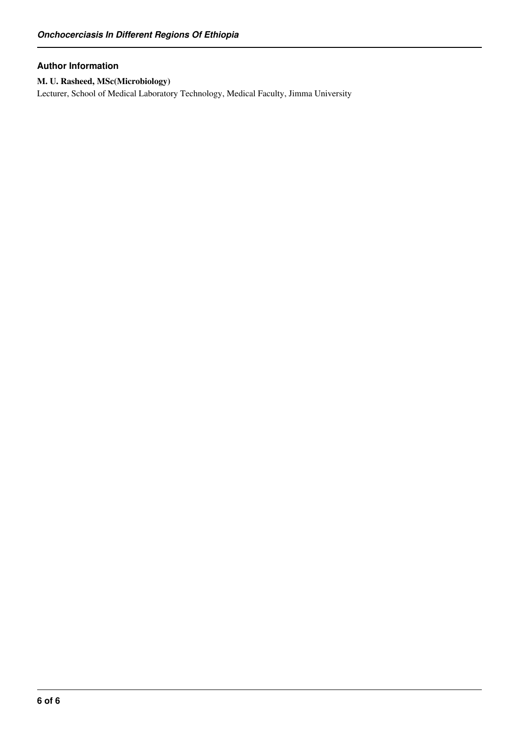### Author Information

**M. U. Rasheed, MSc(Microbiology)**
Lecturer, School of Medical Laboratory Technology, Medical Faculty, Jimma University